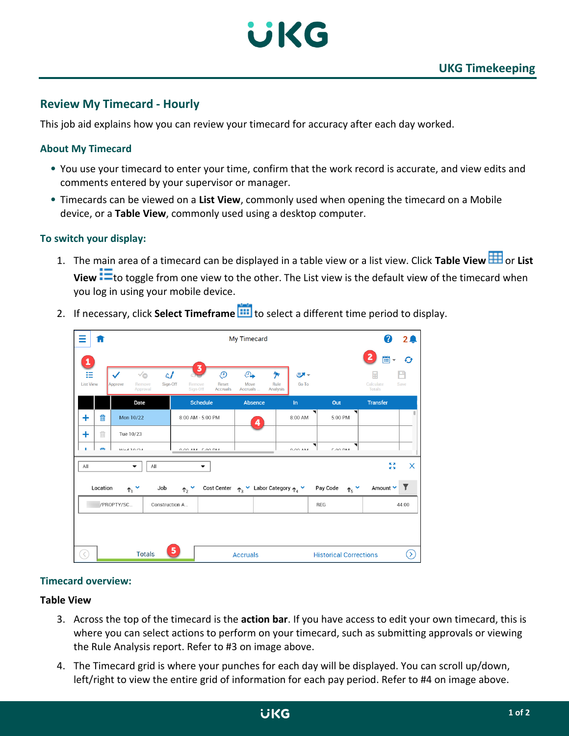# Review My Timecard - Hourly

This job aid explains how you can review your timecard for accuracy after each day worked.

## About My Timecard

- You use your timecard to enter your time, confirm that the work record is accurate, and view edits and comments entered by your supervisor or manager.
- Timecards can be viewed on a **List View**, commonly used when opening the timecard on a Mobile device, or a **Table View**, commonly used using a desktop computer.

## To switch your display:

1. The main area of a timecard can be displayed in a table view or a list view. Click **Table View** or **List View** to toggle from one view to the other. The List view is the default view of the timecard when you log in using your mobile device.
2. If necessary, click **Select Timeframe** to select a different time period to display.

## Timecard overview:

### Table View

3. Across the top of the timecard is the **action bar**. If you have access to edit your own timecard, this is where you can select actions to perform on your timecard, such as submitting approvals or viewing the Rule Analysis report. Refer to #3 on image above.
4. The Timecard grid is where your punches for each day will be displayed. You can scroll up/down, left/right to view the entire grid of information for each pay period. Refer to #4 on image above.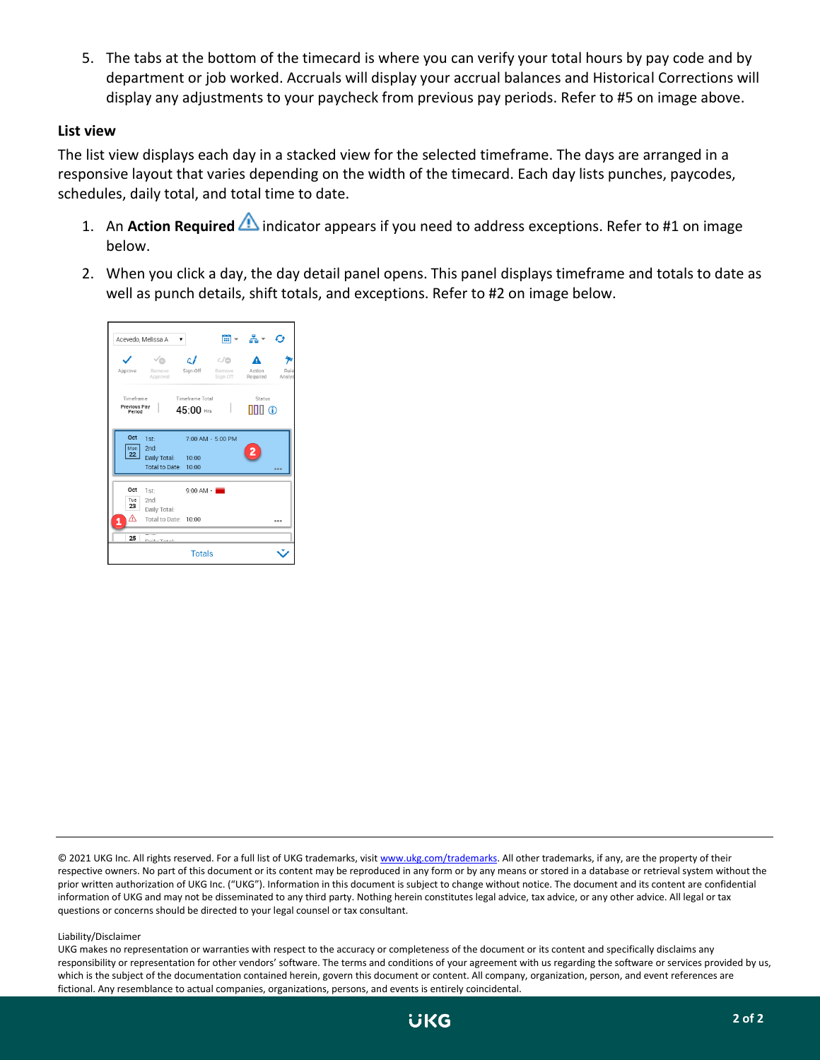5. The tabs at the bottom of the timecard is where you can verify your total hours by pay code and by department or job worked. Accruals will display your accrual balances and Historical Corrections will display any adjustments to your paycheck from previous pay periods. Refer to #5 on image above.

**List view**

The list view displays each day in a stacked view for the selected timeframe. The days are arranged in a responsive layout that varies depending on the width of the timecard. Each day lists punches, paycodes, schedules, daily total, and total time to date.

1. An **Action Required** indicator appears if you need to address exceptions. Refer to #1 on image below.
2. When you click a day, the day detail panel opens. This panel displays timeframe and totals to date as well as punch details, shift totals, and exceptions. Refer to #2 on image below.

© 2021 UKG Inc. All rights reserved. For a full list of UKG trademarks, visit www.ukg.com/trademarks. All other trademarks, if any, are the property of their respective owners. No part of this document or its content may be reproduced in any form or by any means or stored in a database or retrieval system without the prior written authorization of UKG Inc. ("UKG"). Information in this document is subject to change without notice. The document and its content are confidential information of UKG and may not be disseminated to any third party. Nothing herein constitutes legal advice, tax advice, or any other advice. All legal or tax questions or concerns should be directed to your legal counsel or tax consultant.

Liability/Disclaimer

UKG makes no representation or warranties with respect to the accuracy or completeness of the document or its content and specifically disclaims any responsibility or representation for other vendors' software. The terms and conditions of your agreement with us regarding the software or services provided by us, which is the subject of the documentation contained herein, govern this document or content. All company, organization, person, and event references are fictional. Any resemblance to actual companies, organizations, persons, and events is entirely coincidental.